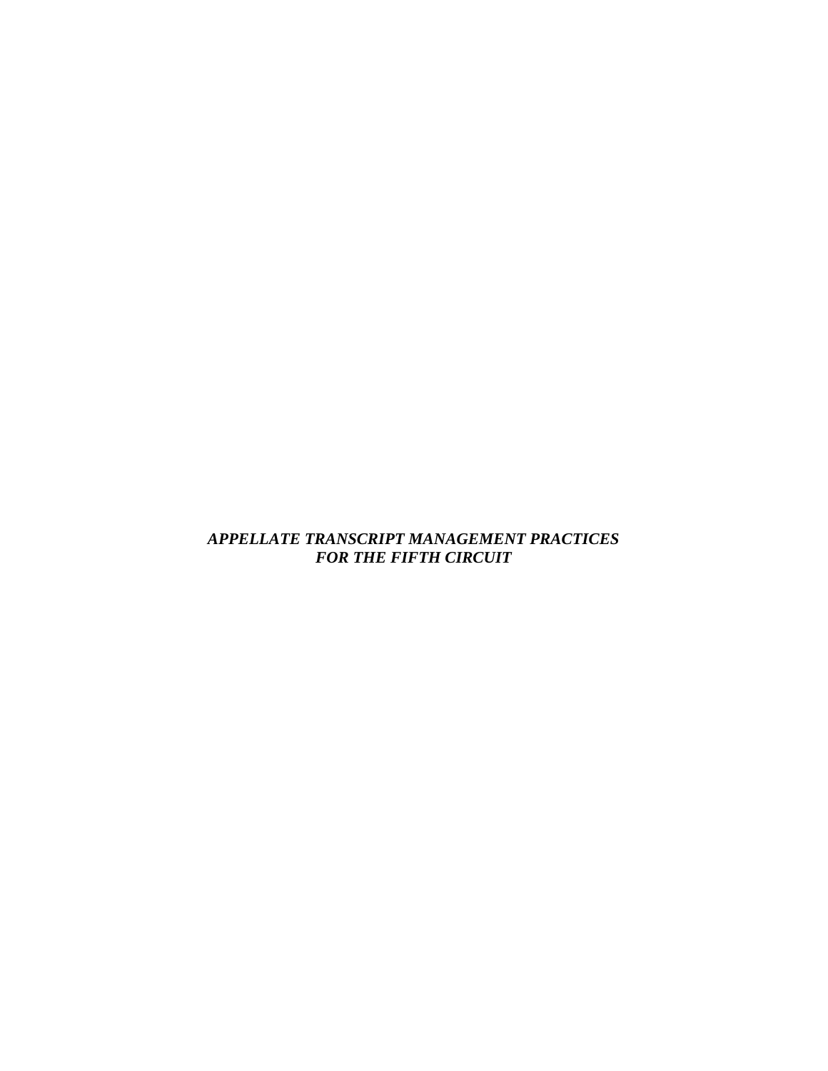# ***APPELLATE TRANSCRIPT MANAGEMENT PRACTICES FOR THE FIFTH CIRCUIT***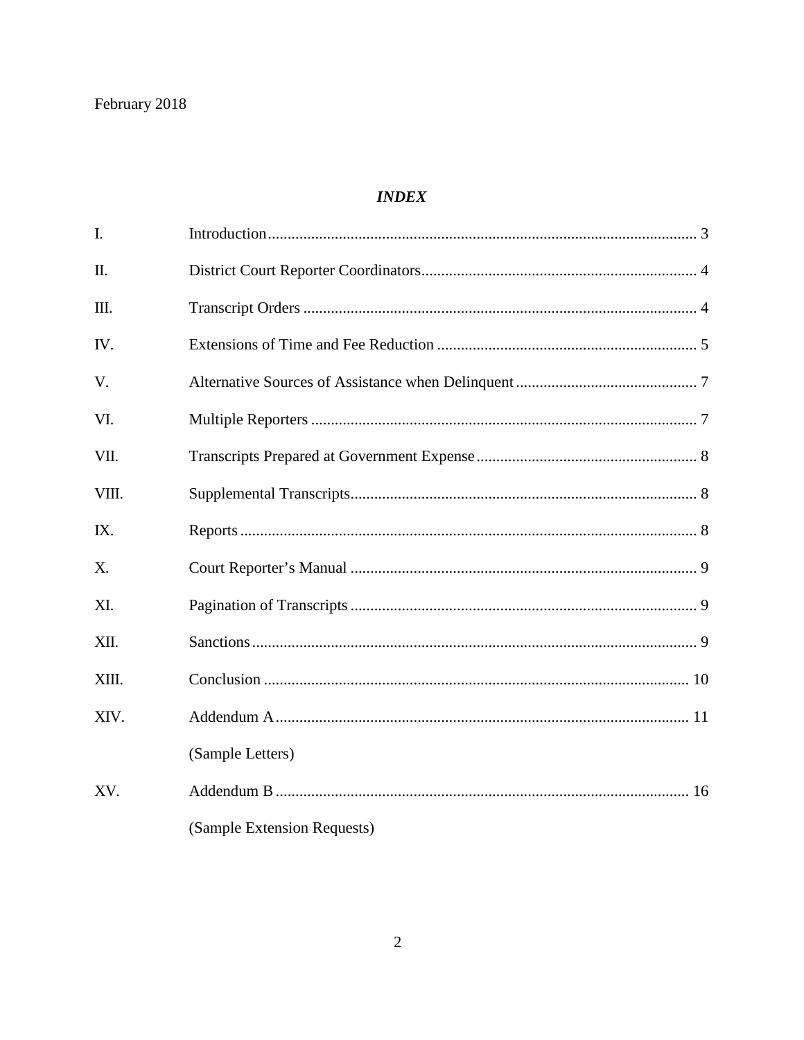February 2018

## *INDEX*

| | | |
|---|---|---|
| I. | Introduction | 3 |
| II. | District Court Reporter Coordinators | 4 |
| III. | Transcript Orders | 4 |
| IV. | Extensions of Time and Fee Reduction | 5 |
| V. | Alternative Sources of Assistance when Delinquent | 7 |
| VI. | Multiple Reporters | 7 |
| VII. | Transcripts Prepared at Government Expense | 8 |
| VIII. | Supplemental Transcripts | 8 |
| IX. | Reports | 8 |
| X. | Court Reporter's Manual | 9 |
| XI. | Pagination of Transcripts | 9 |
| XII. | Sanctions | 9 |
| XIII. | Conclusion | 10 |
| XIV. | Addendum A (Sample Letters) | 11 |
| XV. | Addendum B (Sample Extension Requests) | 16 |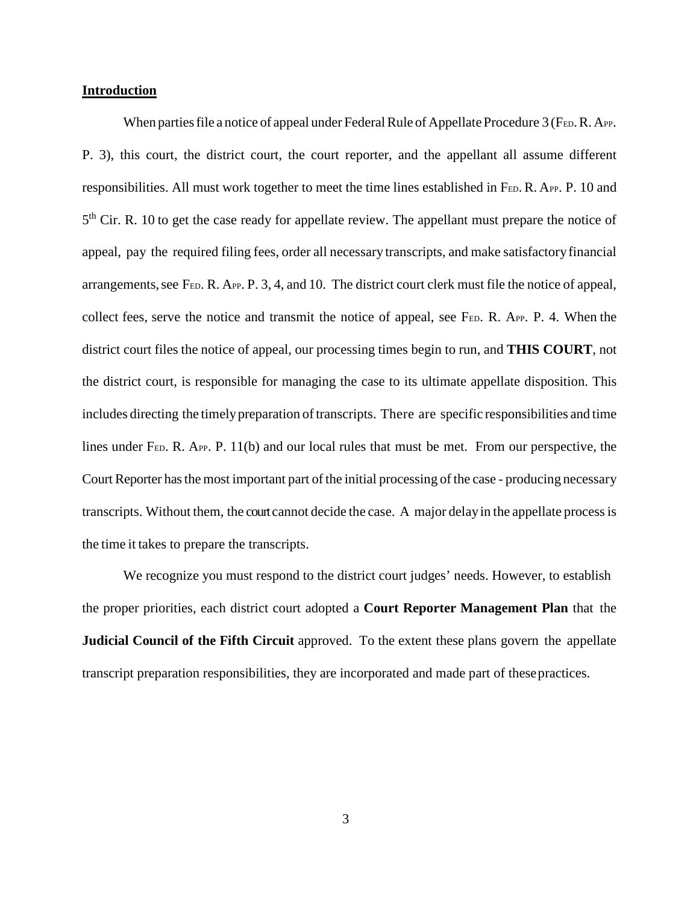## Introduction

When parties file a notice of appeal under Federal Rule of Appellate Procedure 3 (FED. R. APP. P. 3), this court, the district court, the court reporter, and the appellant all assume different responsibilities. All must work together to meet the time lines established in FED. R. APP. P. 10 and 5th Cir. R. 10 to get the case ready for appellate review. The appellant must prepare the notice of appeal, pay the required filing fees, order all necessary transcripts, and make satisfactory financial arrangements, see FED. R. APP. P. 3, 4, and 10. The district court clerk must file the notice of appeal, collect fees, serve the notice and transmit the notice of appeal, see FED. R. APP. P. 4. When the district court files the notice of appeal, our processing times begin to run, and **THIS COURT**, not the district court, is responsible for managing the case to its ultimate appellate disposition. This includes directing the timely preparation of transcripts. There are specific responsibilities and time lines under FED. R. APP. P. 11(b) and our local rules that must be met. From our perspective, the Court Reporter has the most important part of the initial processing of the case - producing necessary transcripts. Without them, the court cannot decide the case. A major delay in the appellate process is the time it takes to prepare the transcripts.

We recognize you must respond to the district court judges' needs. However, to establish the proper priorities, each district court adopted a **Court Reporter Management Plan** that the **Judicial Council of the Fifth Circuit** approved. To the extent these plans govern the appellate transcript preparation responsibilities, they are incorporated and made part of these practices.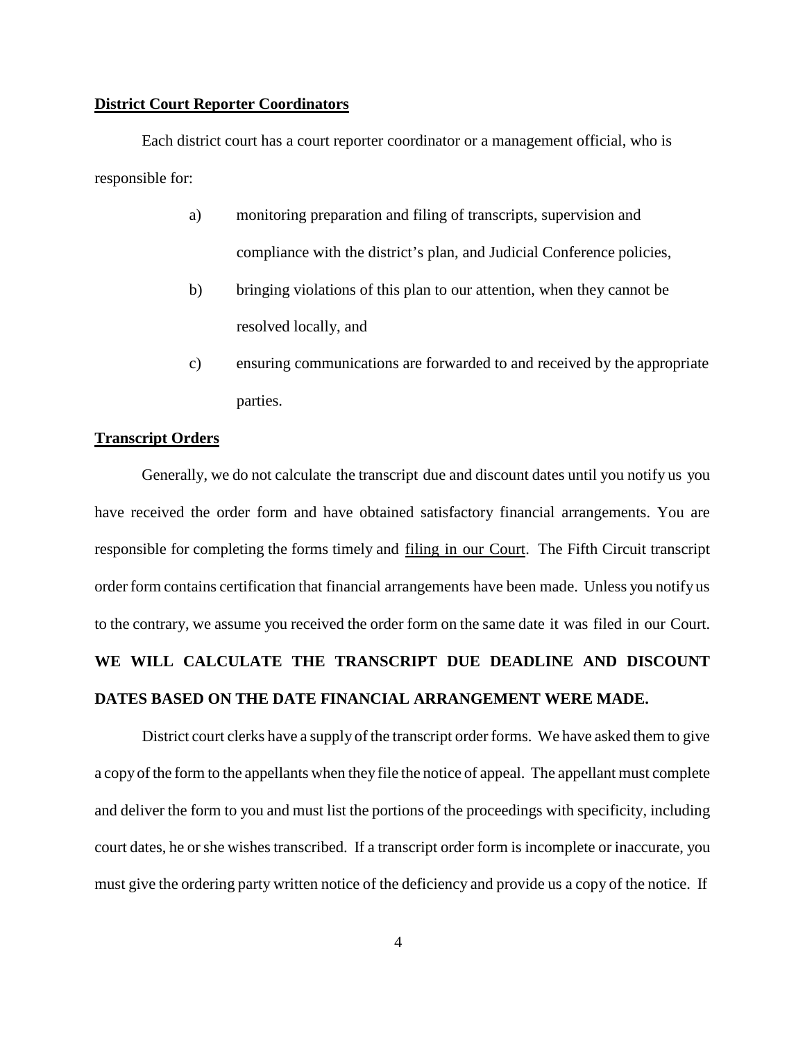**District Court Reporter Coordinators**

Each district court has a court reporter coordinator or a management official, who is responsible for:

a) monitoring preparation and filing of transcripts, supervision and compliance with the district's plan, and Judicial Conference policies,

b) bringing violations of this plan to our attention, when they cannot be resolved locally, and

c) ensuring communications are forwarded to and received by the appropriate parties.

**Transcript Orders**

Generally, we do not calculate the transcript due and discount dates until you notify us you have received the order form and have obtained satisfactory financial arrangements. You are responsible for completing the forms timely and filing in our Court. The Fifth Circuit transcript order form contains certification that financial arrangements have been made. Unless you notify us to the contrary, we assume you received the order form on the same date it was filed in our Court. **WE WILL CALCULATE THE TRANSCRIPT DUE DEADLINE AND DISCOUNT DATES BASED ON THE DATE FINANCIAL ARRANGEMENT WERE MADE.**

District court clerks have a supply of the transcript order forms. We have asked them to give a copy of the form to the appellants when they file the notice of appeal. The appellant must complete and deliver the form to you and must list the portions of the proceedings with specificity, including court dates, he or she wishes transcribed. If a transcript order form is incomplete or inaccurate, you must give the ordering party written notice of the deficiency and provide us a copy of the notice. If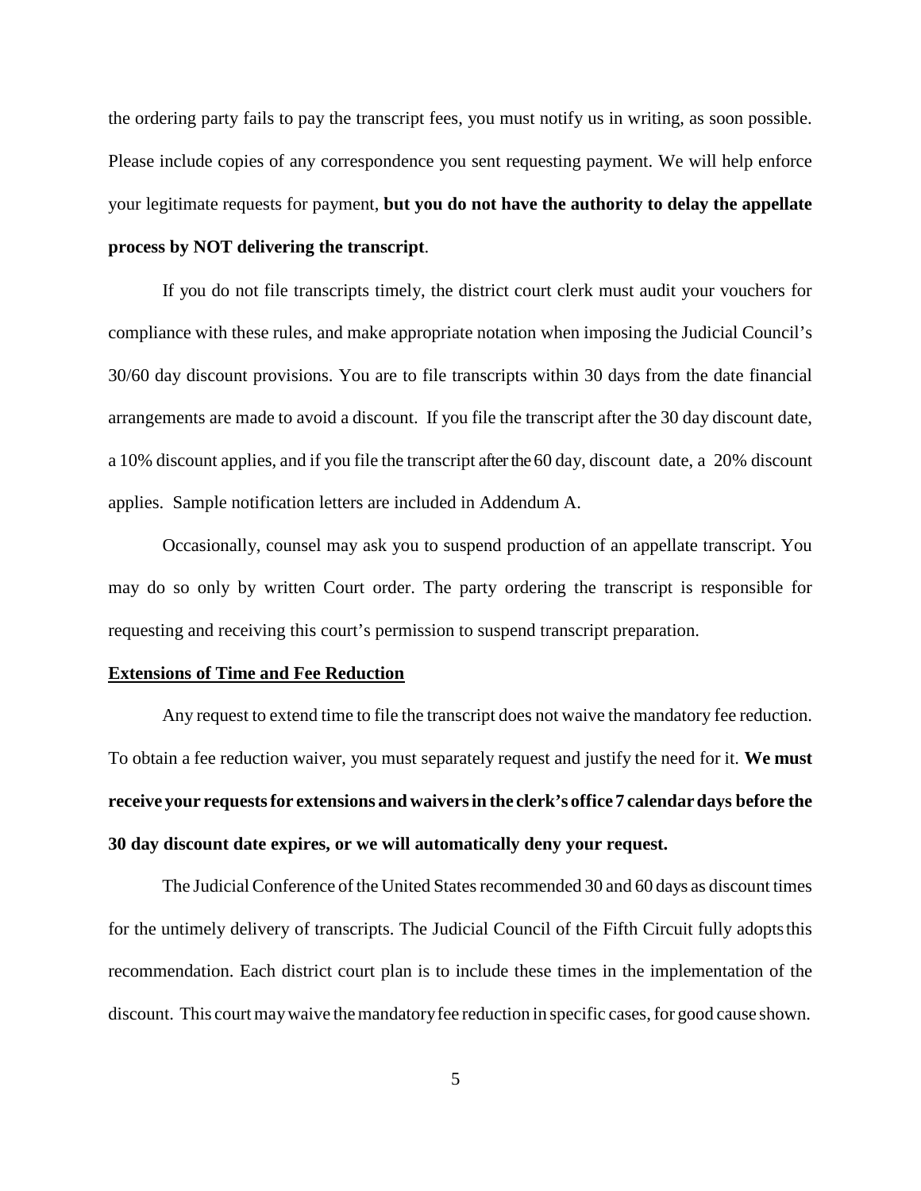the ordering party fails to pay the transcript fees, you must notify us in writing, as soon possible. Please include copies of any correspondence you sent requesting payment. We will help enforce your legitimate requests for payment, **but you do not have the authority to delay the appellate process by NOT delivering the transcript**.

If you do not file transcripts timely, the district court clerk must audit your vouchers for compliance with these rules, and make appropriate notation when imposing the Judicial Council's 30/60 day discount provisions. You are to file transcripts within 30 days from the date financial arrangements are made to avoid a discount. If you file the transcript after the 30 day discount date, a 10% discount applies, and if you file the transcript after the 60 day, discount date, a 20% discount applies. Sample notification letters are included in Addendum A.

Occasionally, counsel may ask you to suspend production of an appellate transcript. You may do so only by written Court order. The party ordering the transcript is responsible for requesting and receiving this court's permission to suspend transcript preparation.

## Extensions of Time and Fee Reduction

Any request to extend time to file the transcript does not waive the mandatory fee reduction. To obtain a fee reduction waiver, you must separately request and justify the need for it. **We must receive your requests for extensions and waivers in the clerk's office 7 calendar days before the 30 day discount date expires, or we will automatically deny your request.**

The Judicial Conference of the United States recommended 30 and 60 days as discount times for the untimely delivery of transcripts. The Judicial Council of the Fifth Circuit fully adopts this recommendation. Each district court plan is to include these times in the implementation of the discount. This court may waive the mandatory fee reduction in specific cases, for good cause shown.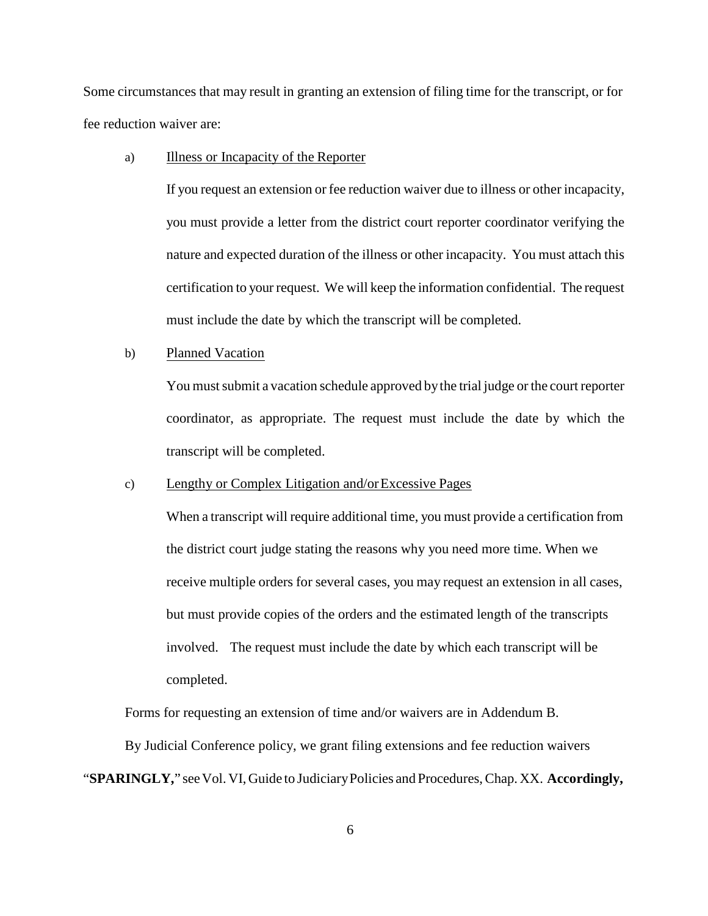Some circumstances that may result in granting an extension of filing time for the transcript, or for fee reduction waiver are:

a) <u>Illness or Incapacity of the Reporter</u>

If you request an extension or fee reduction waiver due to illness or other incapacity, you must provide a letter from the district court reporter coordinator verifying the nature and expected duration of the illness or other incapacity. You must attach this certification to your request. We will keep the information confidential. The request must include the date by which the transcript will be completed.

b) <u>Planned Vacation</u>

You must submit a vacation schedule approved by the trial judge or the court reporter coordinator, as appropriate. The request must include the date by which the transcript will be completed.

c) <u>Lengthy or Complex Litigation and/or Excessive Pages</u>

When a transcript will require additional time, you must provide a certification from the district court judge stating the reasons why you need more time. When we receive multiple orders for several cases, you may request an extension in all cases, but must provide copies of the orders and the estimated length of the transcripts involved. The request must include the date by which each transcript will be completed.

Forms for requesting an extension of time and/or waivers are in Addendum B.

By Judicial Conference policy, we grant filing extensions and fee reduction waivers "**SPARINGLY,**" see Vol. VI, Guide to Judiciary Policies and Procedures, Chap. XX. **Accordingly,**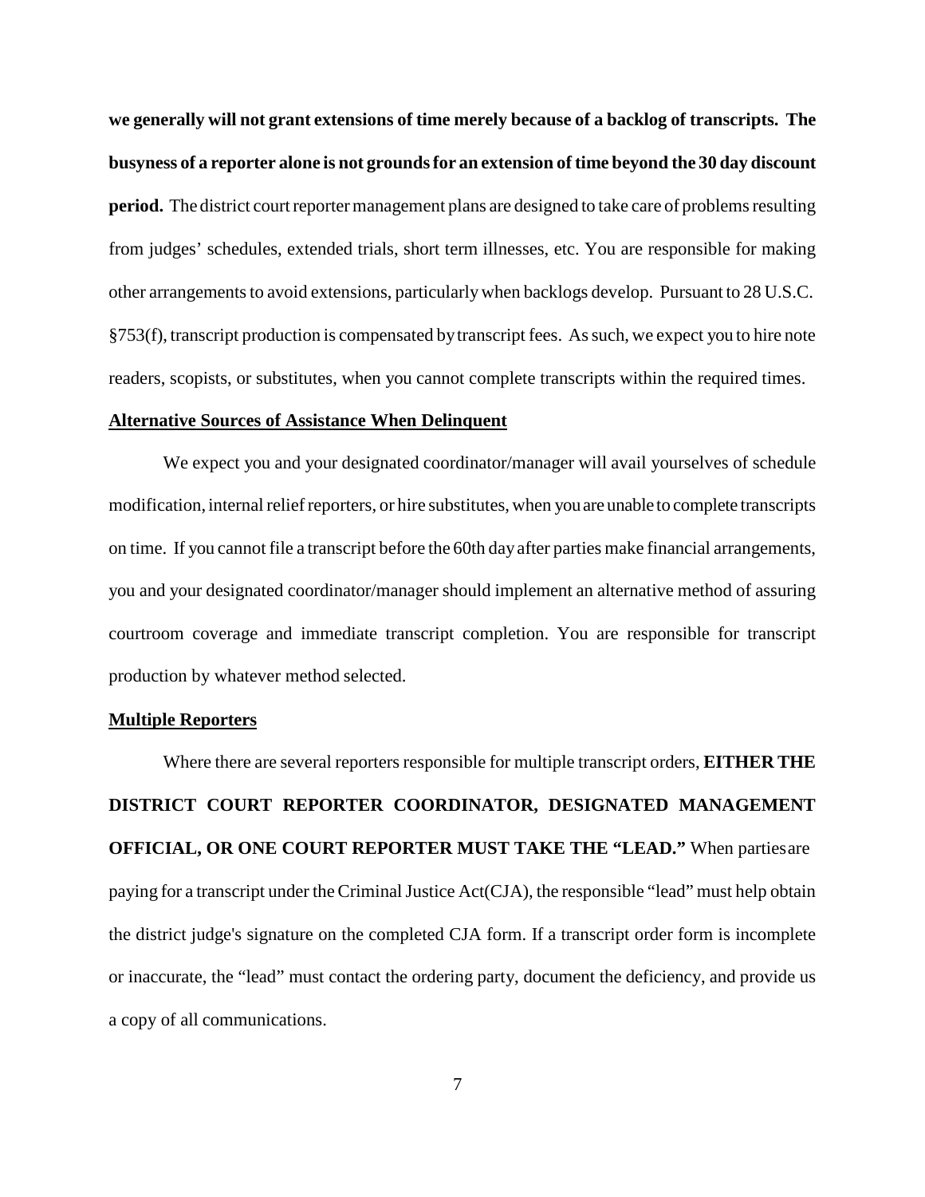**we generally will not grant extensions of time merely because of a backlog of transcripts. The busyness of a reporter alone is not grounds for an extension of time beyond the 30 day discount period.** The district court reporter management plans are designed to take care of problems resulting from judges' schedules, extended trials, short term illnesses, etc. You are responsible for making other arrangements to avoid extensions, particularly when backlogs develop. Pursuant to 28 U.S.C. §753(f), transcript production is compensated by transcript fees. As such, we expect you to hire note readers, scopists, or substitutes, when you cannot complete transcripts within the required times.

**Alternative Sources of Assistance When Delinquent**

We expect you and your designated coordinator/manager will avail yourselves of schedule modification, internal relief reporters, or hire substitutes, when you are unable to complete transcripts on time. If you cannot file a transcript before the 60th day after parties make financial arrangements, you and your designated coordinator/manager should implement an alternative method of assuring courtroom coverage and immediate transcript completion. You are responsible for transcript production by whatever method selected.

**Multiple Reporters**

Where there are several reporters responsible for multiple transcript orders, **EITHER THE DISTRICT COURT REPORTER COORDINATOR, DESIGNATED MANAGEMENT OFFICIAL, OR ONE COURT REPORTER MUST TAKE THE "LEAD."** When parties are paying for a transcript under the Criminal Justice Act(CJA), the responsible "lead" must help obtain the district judge's signature on the completed CJA form. If a transcript order form is incomplete or inaccurate, the "lead" must contact the ordering party, document the deficiency, and provide us a copy of all communications.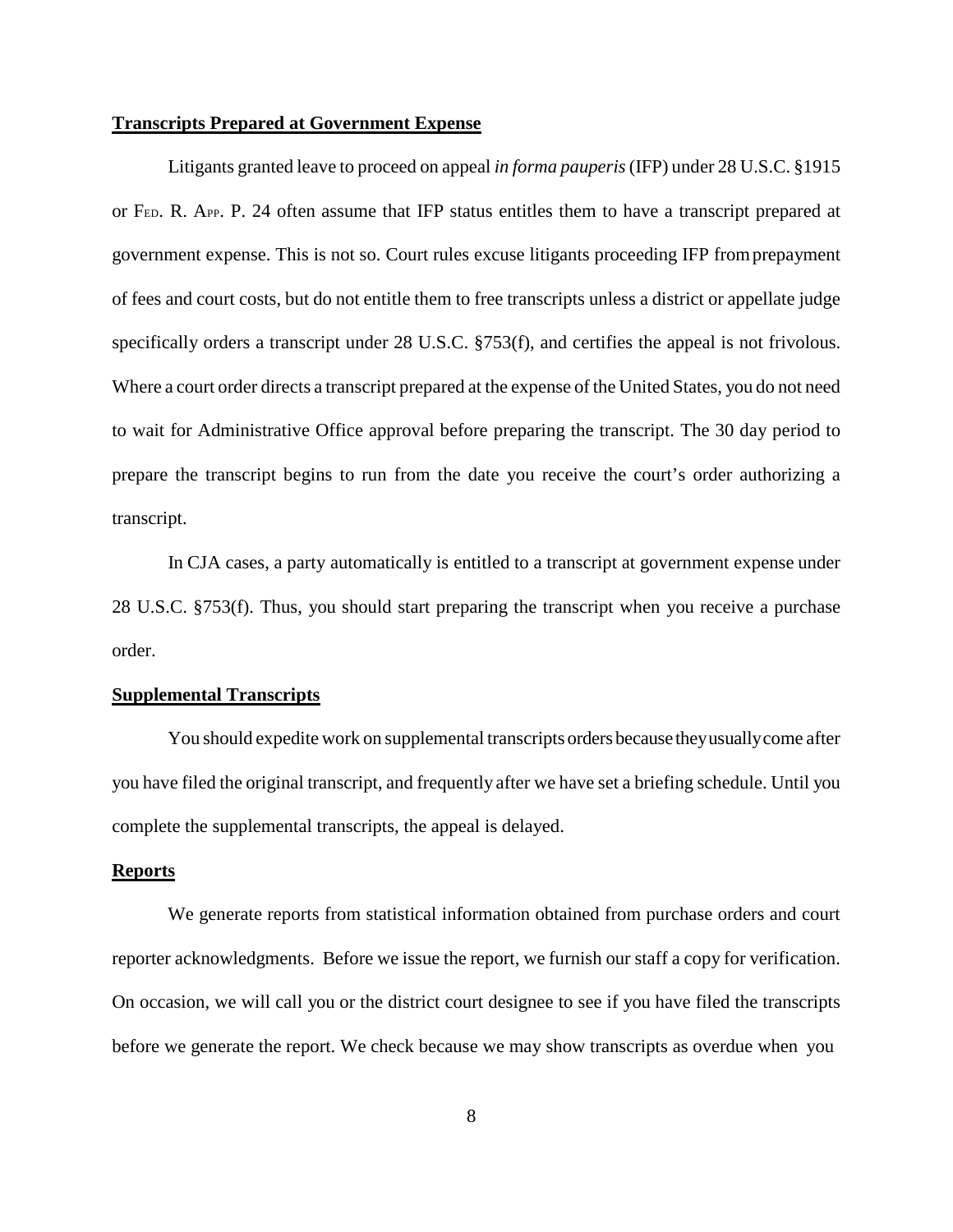**Transcripts Prepared at Government Expense**

Litigants granted leave to proceed on appeal *in forma pauperis* (IFP) under 28 U.S.C. §1915 or Fed. R. App. P. 24 often assume that IFP status entitles them to have a transcript prepared at government expense. This is not so. Court rules excuse litigants proceeding IFP from prepayment of fees and court costs, but do not entitle them to free transcripts unless a district or appellate judge specifically orders a transcript under 28 U.S.C. §753(f), and certifies the appeal is not frivolous. Where a court order directs a transcript prepared at the expense of the United States, you do not need to wait for Administrative Office approval before preparing the transcript. The 30 day period to prepare the transcript begins to run from the date you receive the court's order authorizing a transcript.

In CJA cases, a party automatically is entitled to a transcript at government expense under 28 U.S.C. §753(f). Thus, you should start preparing the transcript when you receive a purchase order.

**Supplemental Transcripts**

You should expedite work on supplemental transcripts orders because they usually come after you have filed the original transcript, and frequently after we have set a briefing schedule. Until you complete the supplemental transcripts, the appeal is delayed.

**Reports**

We generate reports from statistical information obtained from purchase orders and court reporter acknowledgments. Before we issue the report, we furnish our staff a copy for verification. On occasion, we will call you or the district court designee to see if you have filed the transcripts before we generate the report. We check because we may show transcripts as overdue when you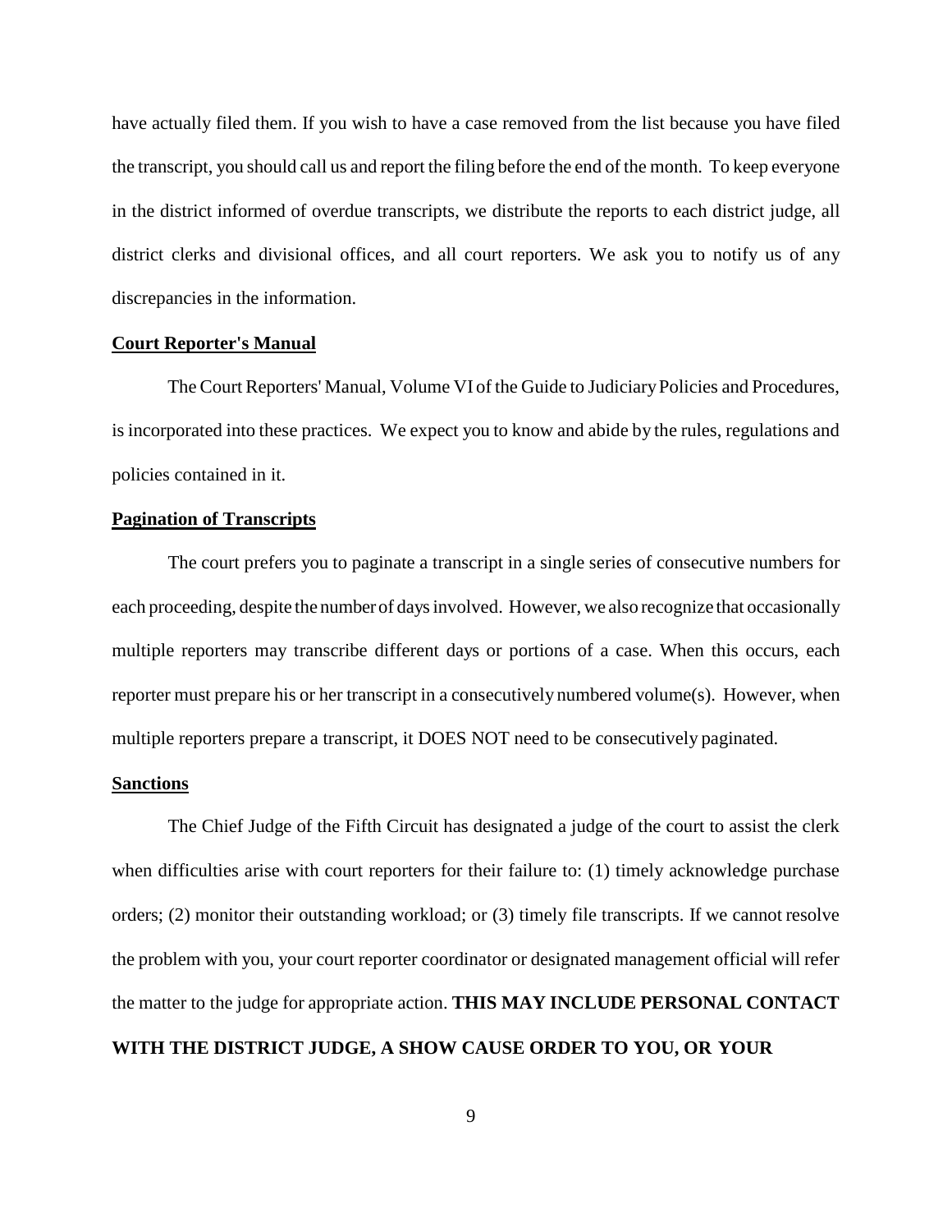have actually filed them. If you wish to have a case removed from the list because you have filed the transcript, you should call us and report the filing before the end of the month. To keep everyone in the district informed of overdue transcripts, we distribute the reports to each district judge, all district clerks and divisional offices, and all court reporters. We ask you to notify us of any discrepancies in the information.

**Court Reporter's Manual**

The Court Reporters' Manual, Volume VI of the Guide to Judiciary Policies and Procedures, is incorporated into these practices. We expect you to know and abide by the rules, regulations and policies contained in it.

**Pagination of Transcripts**

The court prefers you to paginate a transcript in a single series of consecutive numbers for each proceeding, despite the number of days involved. However, we also recognize that occasionally multiple reporters may transcribe different days or portions of a case. When this occurs, each reporter must prepare his or her transcript in a consecutively numbered volume(s). However, when multiple reporters prepare a transcript, it DOES NOT need to be consecutively paginated.

**Sanctions**

The Chief Judge of the Fifth Circuit has designated a judge of the court to assist the clerk when difficulties arise with court reporters for their failure to: (1) timely acknowledge purchase orders; (2) monitor their outstanding workload; or (3) timely file transcripts. If we cannot resolve the problem with you, your court reporter coordinator or designated management official will refer the matter to the judge for appropriate action. **THIS MAY INCLUDE PERSONAL CONTACT WITH THE DISTRICT JUDGE, A SHOW CAUSE ORDER TO YOU, OR YOUR**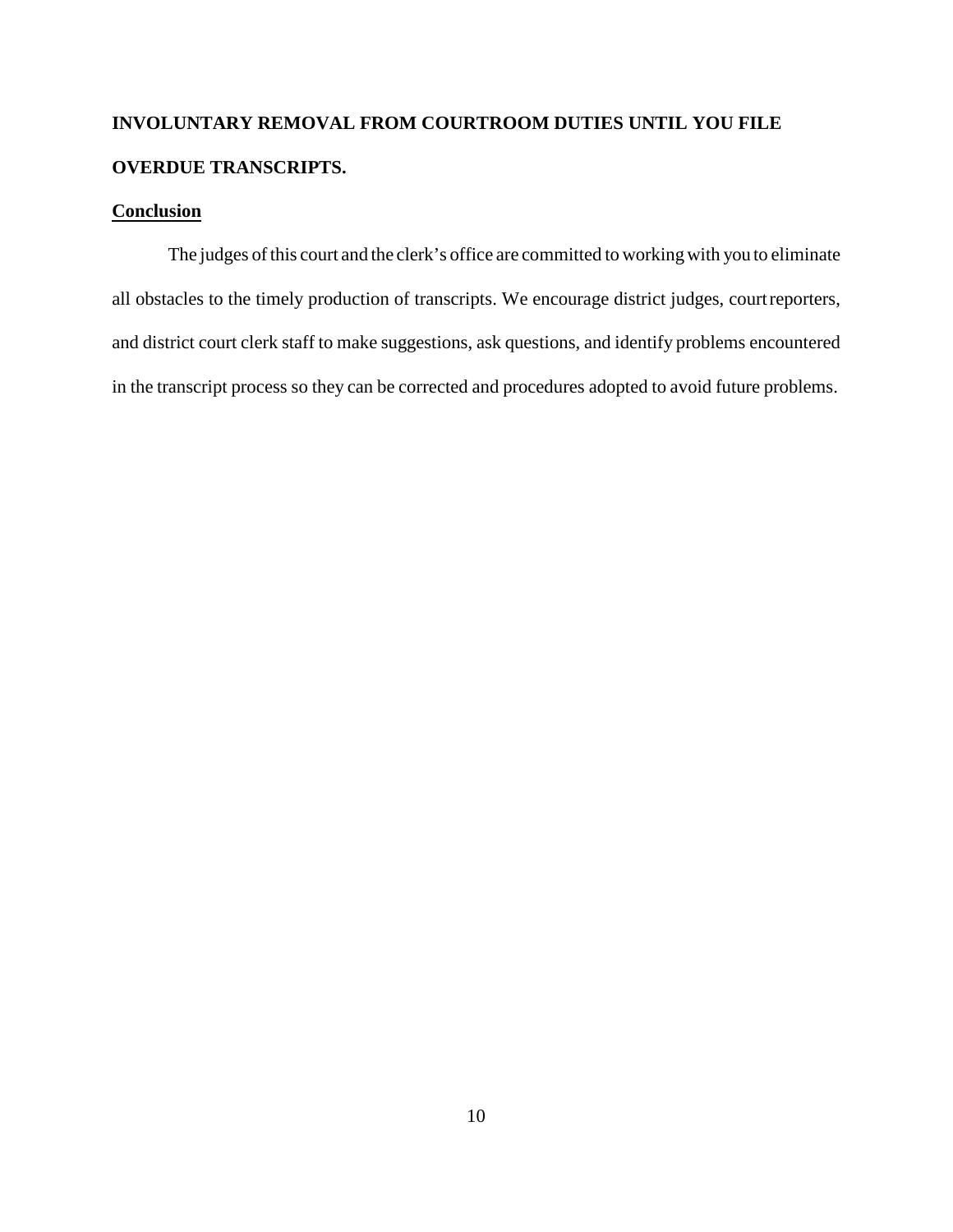**INVOLUNTARY REMOVAL FROM COURTROOM DUTIES UNTIL YOU FILE OVERDUE TRANSCRIPTS.**

## Conclusion

The judges of this court and the clerk's office are committed to working with you to eliminate all obstacles to the timely production of transcripts. We encourage district judges, court reporters, and district court clerk staff to make suggestions, ask questions, and identify problems encountered in the transcript process so they can be corrected and procedures adopted to avoid future problems.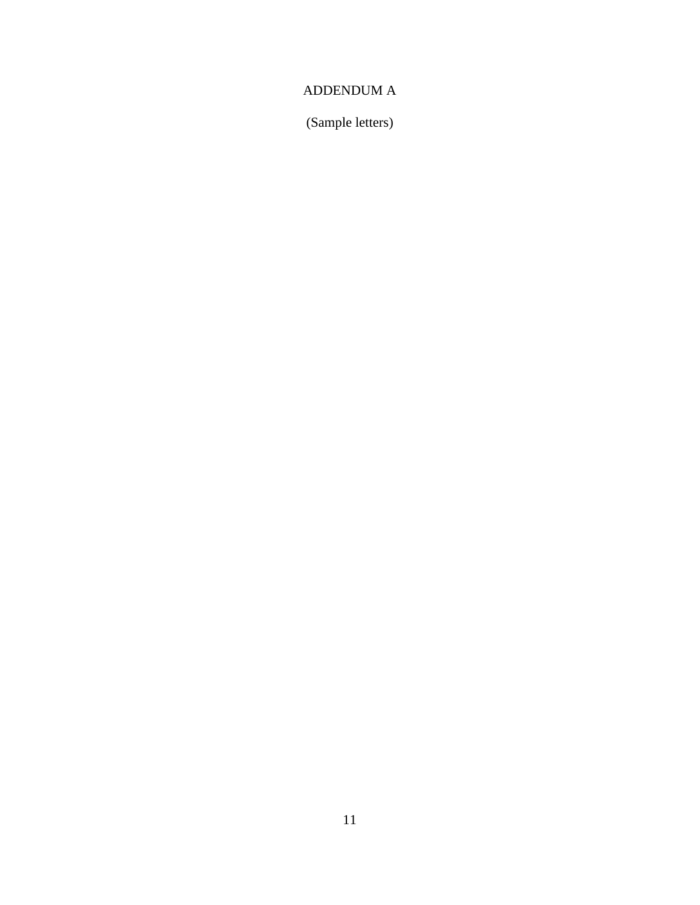# ADDENDUM A

(Sample letters)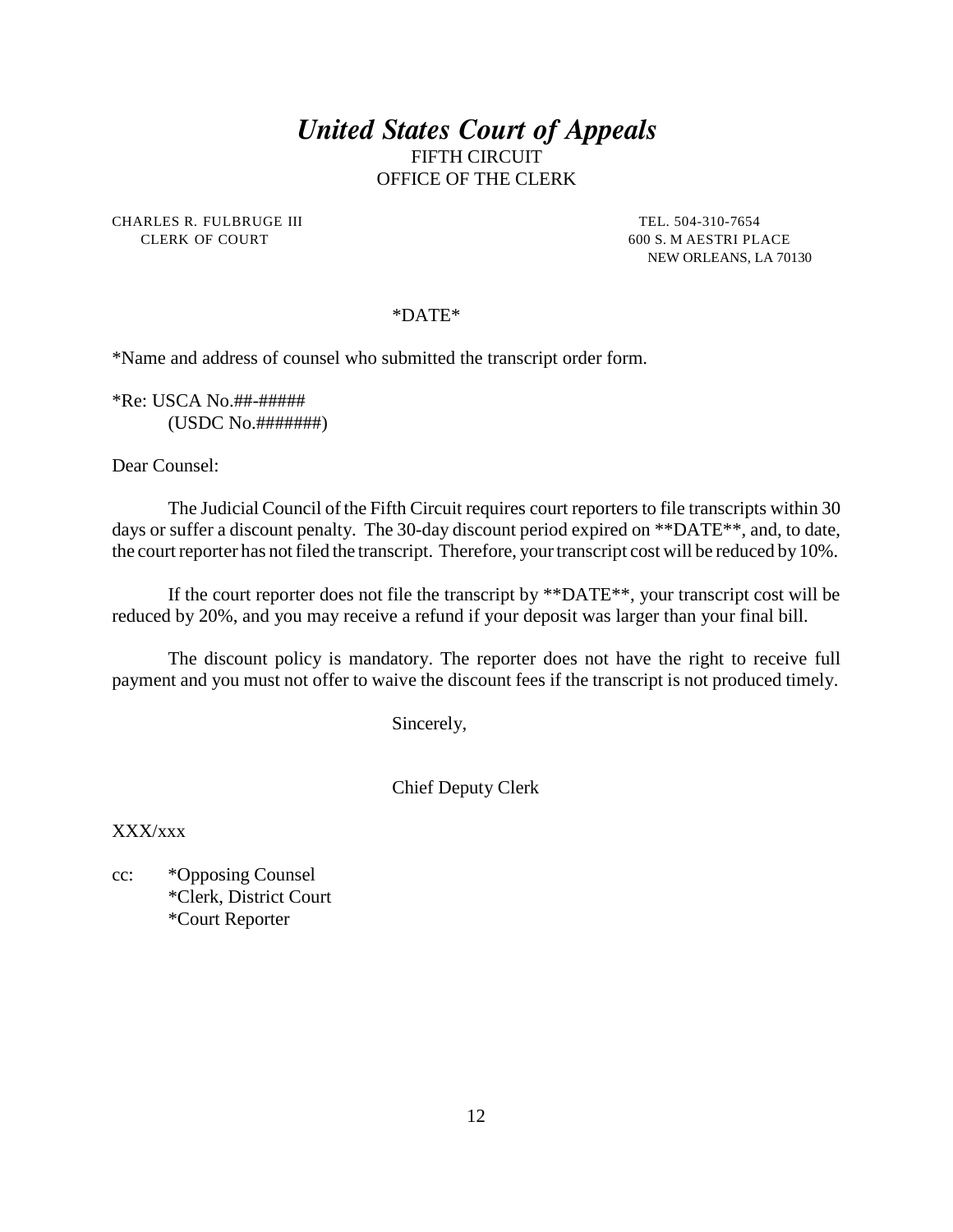# *United States Court of Appeals*

FIFTH CIRCUIT
OFFICE OF THE CLERK

CHARLES R. FULBRUGE III
CLERK OF COURT

TEL. 504-310-7654
600 S. M AESTRI PLACE
NEW ORLEANS, LA 70130

*DATE*

*Name and address of counsel who submitted the transcript order form.

*Re: USCA No.##-#####
(USDC No.#######)

Dear Counsel:

The Judicial Council of the Fifth Circuit requires court reporters to file transcripts within 30 days or suffer a discount penalty. The 30-day discount period expired on **DATE**, and, to date, the court reporter has not filed the transcript. Therefore, your transcript cost will be reduced by 10%.

If the court reporter does not file the transcript by **DATE**, your transcript cost will be reduced by 20%, and you may receive a refund if your deposit was larger than your final bill.

The discount policy is mandatory. The reporter does not have the right to receive full payment and you must not offer to waive the discount fees if the transcript is not produced timely.

Sincerely,

Chief Deputy Clerk

XXX/xxx

cc: *Opposing Counsel
*Clerk, District Court
*Court Reporter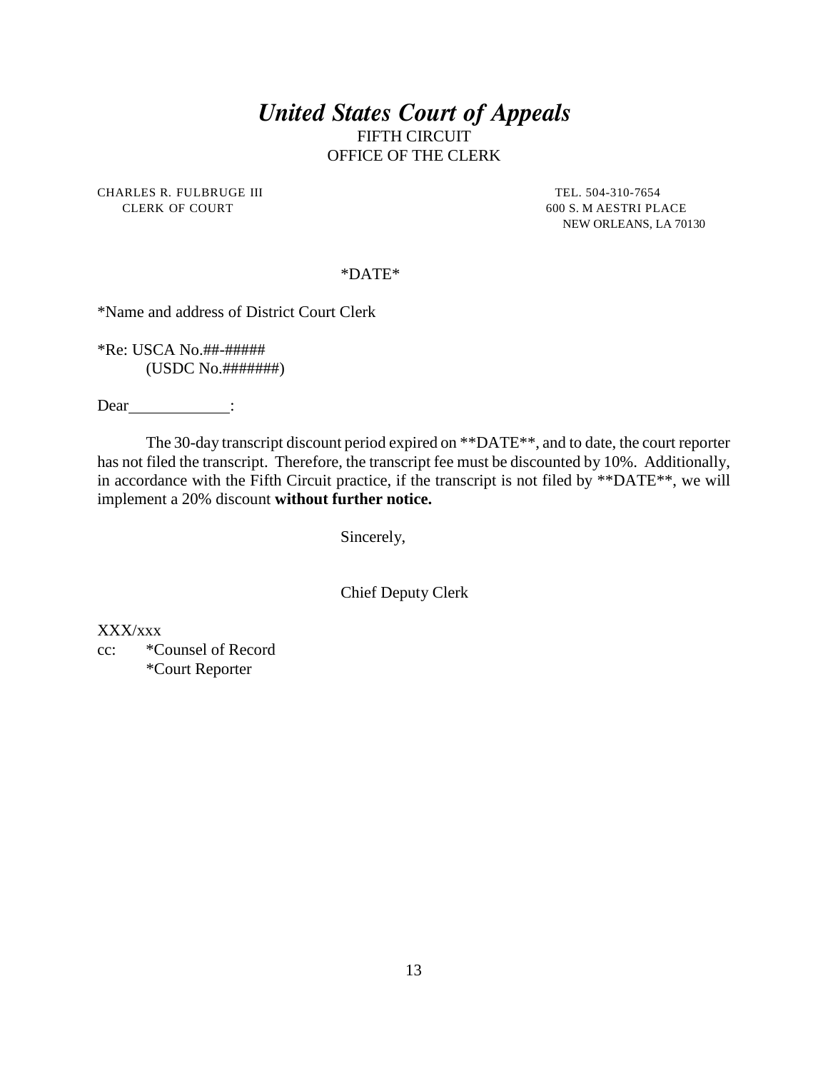# *United States Court of Appeals*

FIFTH CIRCUIT
OFFICE OF THE CLERK

CHARLES R. FULBRUGE III
CLERK OF COURT

TEL. 504-310-7654
600 S. M AESTRI PLACE
NEW ORLEANS, LA 70130

*DATE*

*Name and address of District Court Clerk

*Re: USCA No.##-#####
(USDC No.#######)

Dear ____________:

The 30-day transcript discount period expired on **DATE**, and to date, the court reporter has not filed the transcript. Therefore, the transcript fee must be discounted by 10%. Additionally, in accordance with the Fifth Circuit practice, if the transcript is not filed by **DATE**, we will implement a 20% discount **without further notice.**

Sincerely,

Chief Deputy Clerk

XXX/xxx
cc: *Counsel of Record
*Court Reporter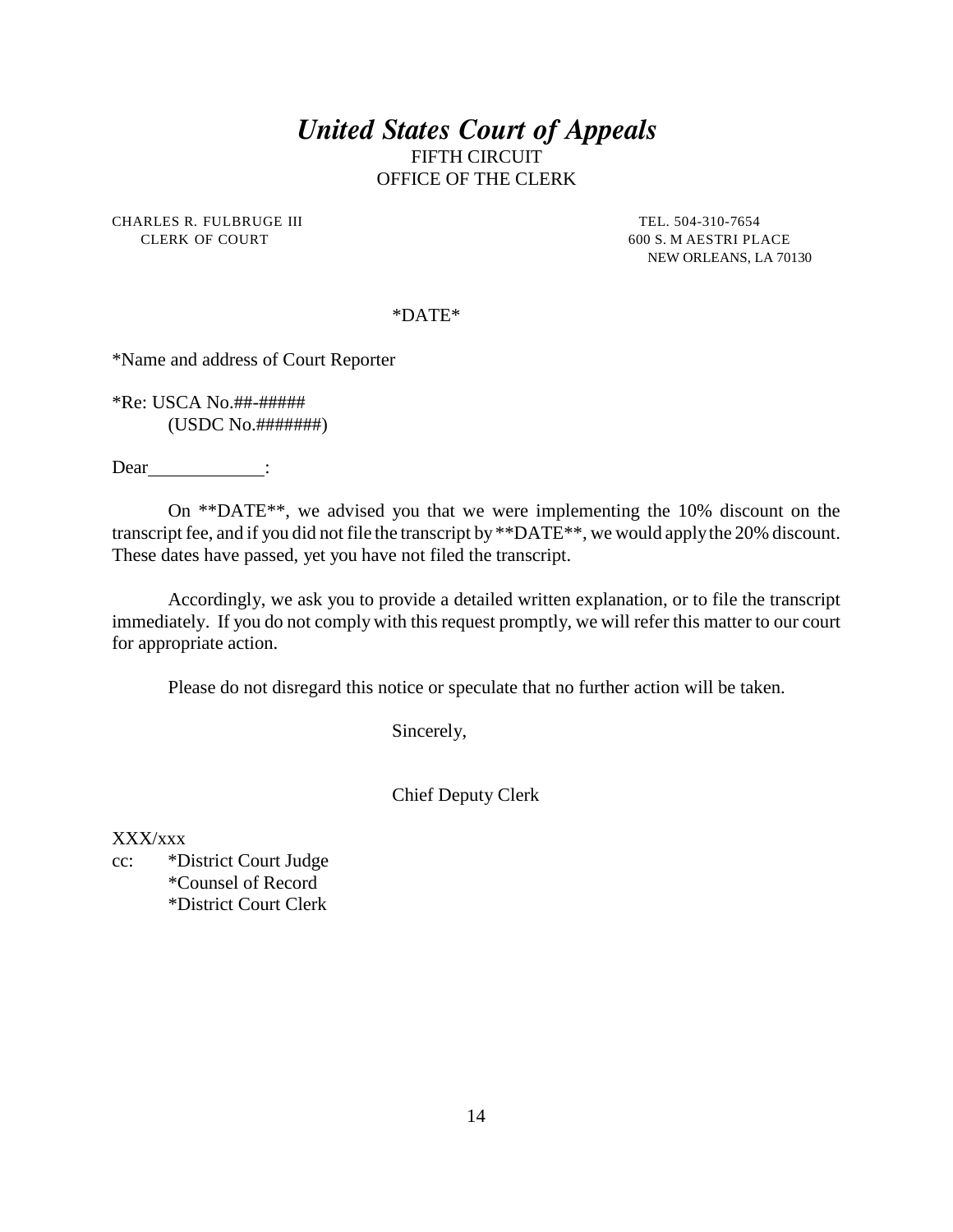# *United States Court of Appeals*

FIFTH CIRCUIT
OFFICE OF THE CLERK

CHARLES R. FULBRUGE III
CLERK OF COURT

TEL. 504-310-7654
600 S. M AESTRI PLACE
NEW ORLEANS, LA 70130

*DATE*

*Name and address of Court Reporter

*Re: USCA No.##-#####
(USDC No.#######)

Dear ____________:

On **DATE**, we advised you that we were implementing the 10% discount on the transcript fee, and if you did not file the transcript by **DATE**, we would apply the 20% discount. These dates have passed, yet you have not filed the transcript.

Accordingly, we ask you to provide a detailed written explanation, or to file the transcript immediately. If you do not comply with this request promptly, we will refer this matter to our court for appropriate action.

Please do not disregard this notice or speculate that no further action will be taken.

Sincerely,

Chief Deputy Clerk

XXX/xxx

cc: *District Court Judge
*Counsel of Record
*District Court Clerk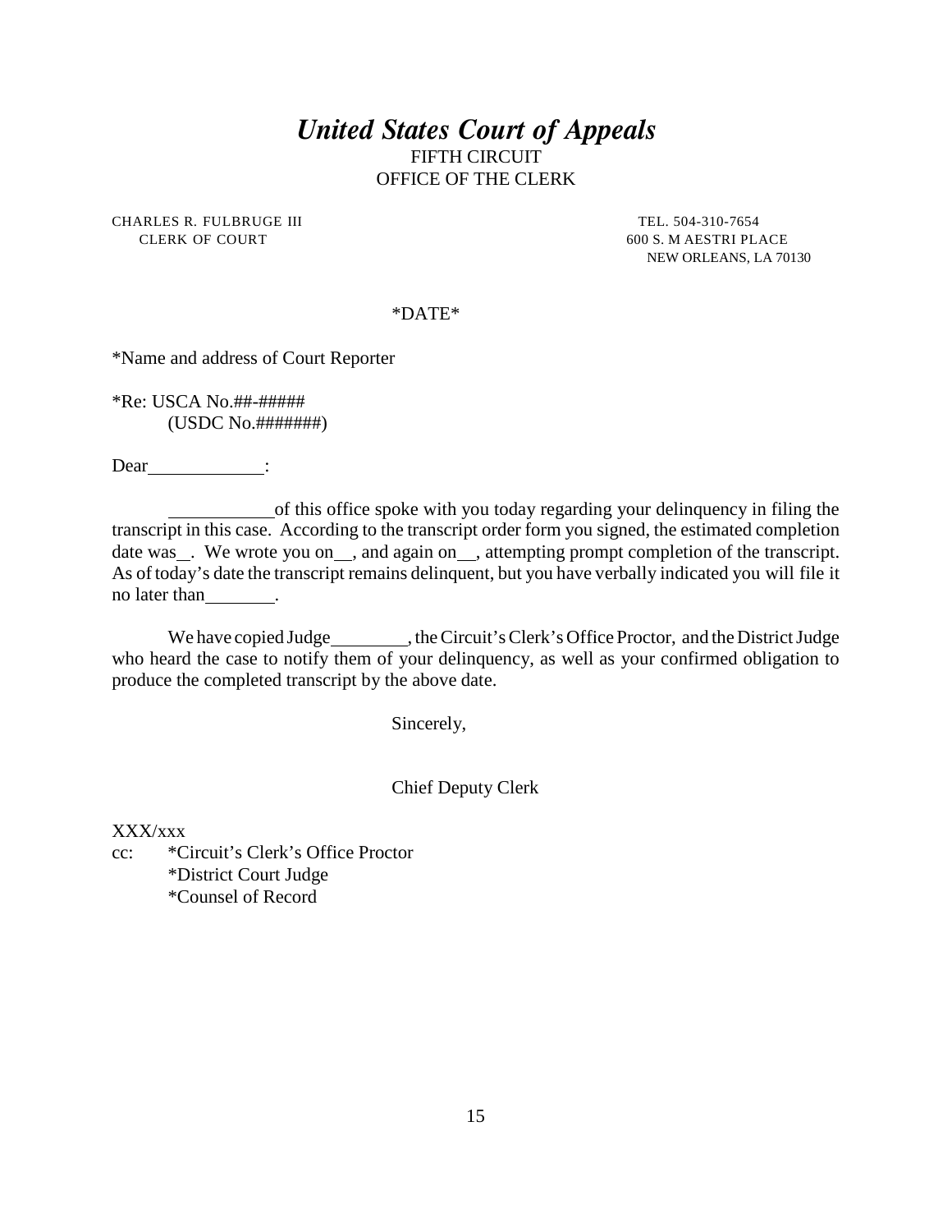# *United States Court of Appeals*

FIFTH CIRCUIT
OFFICE OF THE CLERK

CHARLES R. FULBRUGE III
CLERK OF COURT

TEL. 504-310-7654
600 S. M AESTRI PLACE
NEW ORLEANS, LA 70130

*DATE*

*Name and address of Court Reporter

*Re: USCA No.##-#####
(USDC No.#######)

Dear\_\_\_\_\_\_\_\_\_\_\_\_\_:

\_\_\_\_\_\_\_\_\_\_\_\_of this office spoke with you today regarding your delinquency in filing the transcript in this case. According to the transcript order form you signed, the estimated completion date was\_\_. We wrote you on\_\_, and again on\_\_, attempting prompt completion of the transcript. As of today's date the transcript remains delinquent, but you have verbally indicated you will file it no later than\_\_\_\_\_\_\_\_.

We have copied Judge\_\_\_\_\_\_\_\_\_, the Circuit's Clerk's Office Proctor, and the District Judge who heard the case to notify them of your delinquency, as well as your confirmed obligation to produce the completed transcript by the above date.

Sincerely,

Chief Deputy Clerk

XXX/xxx

cc: *Circuit's Clerk's Office Proctor
*District Court Judge
*Counsel of Record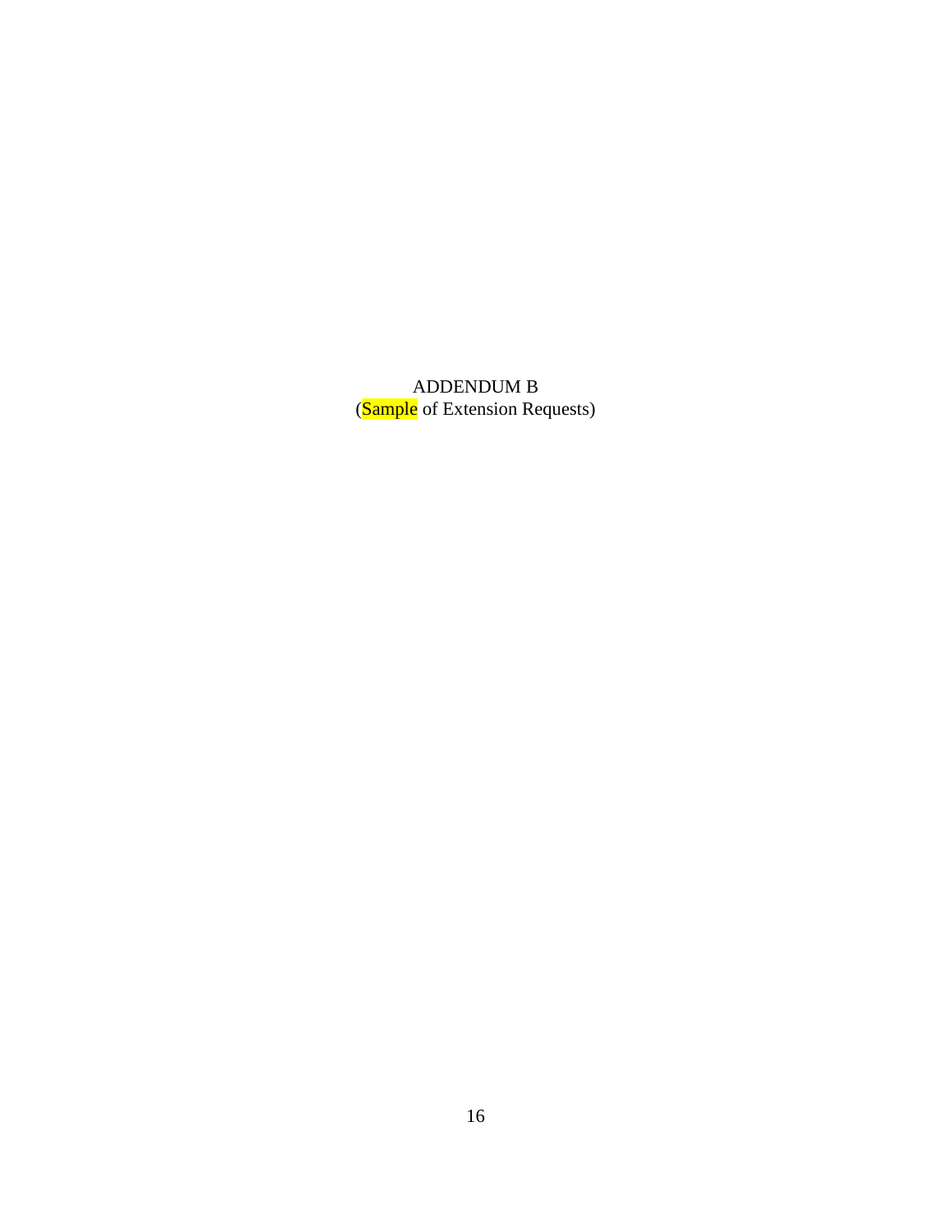ADDENDUM B

(Sample of Extension Requests)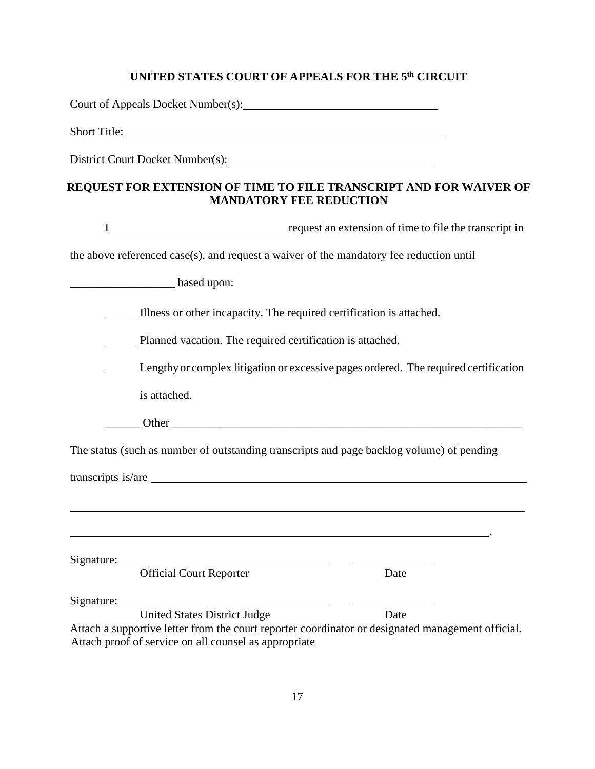**UNITED STATES COURT OF APPEALS FOR THE 5th CIRCUIT**

Court of Appeals Docket Number(s): ____________________________________

Short Title: ____________________________________________________________

District Court Docket Number(s): ____________________________________

**REQUEST FOR EXTENSION OF TIME TO FILE TRANSCRIPT AND FOR WAIVER OF MANDATORY FEE REDUCTION**

I ________________________________ request an extension of time to file the transcript in the above referenced case(s), and request a waiver of the mandatory fee reduction until __________________ based upon:

_____ Illness or other incapacity. The required certification is attached.

_____ Planned vacation. The required certification is attached.

_____ Lengthy or complex litigation or excessive pages ordered. The required certification is attached.

______ Other ______________________________________________________________

The status (such as number of outstanding transcripts and page backlog volume) of pending transcripts is/are ____________________________________________________________

______________________________________________________________________________

_____________________________________________________________________________.

Signature: ____________________________________ _______________
Official Court Reporter Date

Signature: ____________________________________ _______________
United States District Judge Date

Attach a supportive letter from the court reporter coordinator or designated management official.
Attach proof of service on all counsel as appropriate